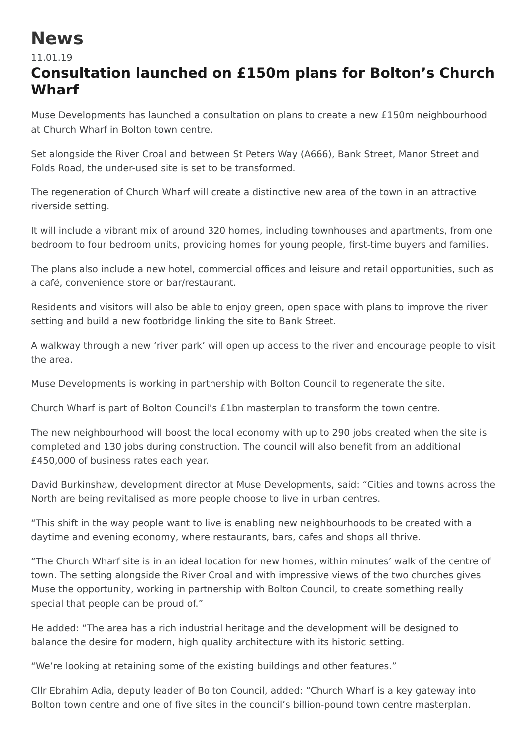# News

11.01.19

## Consultation launched on £150m plans for Bolton's Church Wharf

Muse Developments has launched a consultation on plans to create a new £150m neighbourhood at Church Wharf in Bolton town centre.

Set alongside the River Croal and between St Peters Way (A666), Bank Street, Manor Street and Folds Road, the under-used site is set to be transformed.

The regeneration of Church Wharf will create a distinctive new area of the town in an attractive riverside setting.

It will include a vibrant mix of around 320 homes, including townhouses and apartments, from one bedroom to four bedroom units, providing homes for young people, first-time buyers and families.

The plans also include a new hotel, commercial offices and leisure and retail opportunities, such as a café, convenience store or bar/restaurant.

Residents and visitors will also be able to enjoy green, open space with plans to improve the river setting and build a new footbridge linking the site to Bank Street.

A walkway through a new 'river park' will open up access to the river and encourage people to visit the area.

Muse Developments is working in partnership with Bolton Council to regenerate the site.

Church Wharf is part of Bolton Council's £1bn masterplan to transform the town centre.

The new neighbourhood will boost the local economy with up to 290 jobs created when the site is completed and 130 jobs during construction. The council will also benefit from an additional £450,000 of business rates each year.

David Burkinshaw, development director at Muse Developments, said: "Cities and towns across the North are being revitalised as more people choose to live in urban centres.

"This shift in the way people want to live is enabling new neighbourhoods to be created with a daytime and evening economy, where restaurants, bars, cafes and shops all thrive.

"The Church Wharf site is in an ideal location for new homes, within minutes' walk of the centre of town. The setting alongside the River Croal and with impressive views of the two churches gives Muse the opportunity, working in partnership with Bolton Council, to create something really special that people can be proud of."

He added: "The area has a rich industrial heritage and the development will be designed to balance the desire for modern, high quality architecture with its historic setting.

"We're looking at retaining some of the existing buildings and other features."

Cllr Ebrahim Adia, deputy leader of Bolton Council, added: "Church Wharf is a key gateway into Bolton town centre and one of five sites in the council's billion-pound town centre masterplan.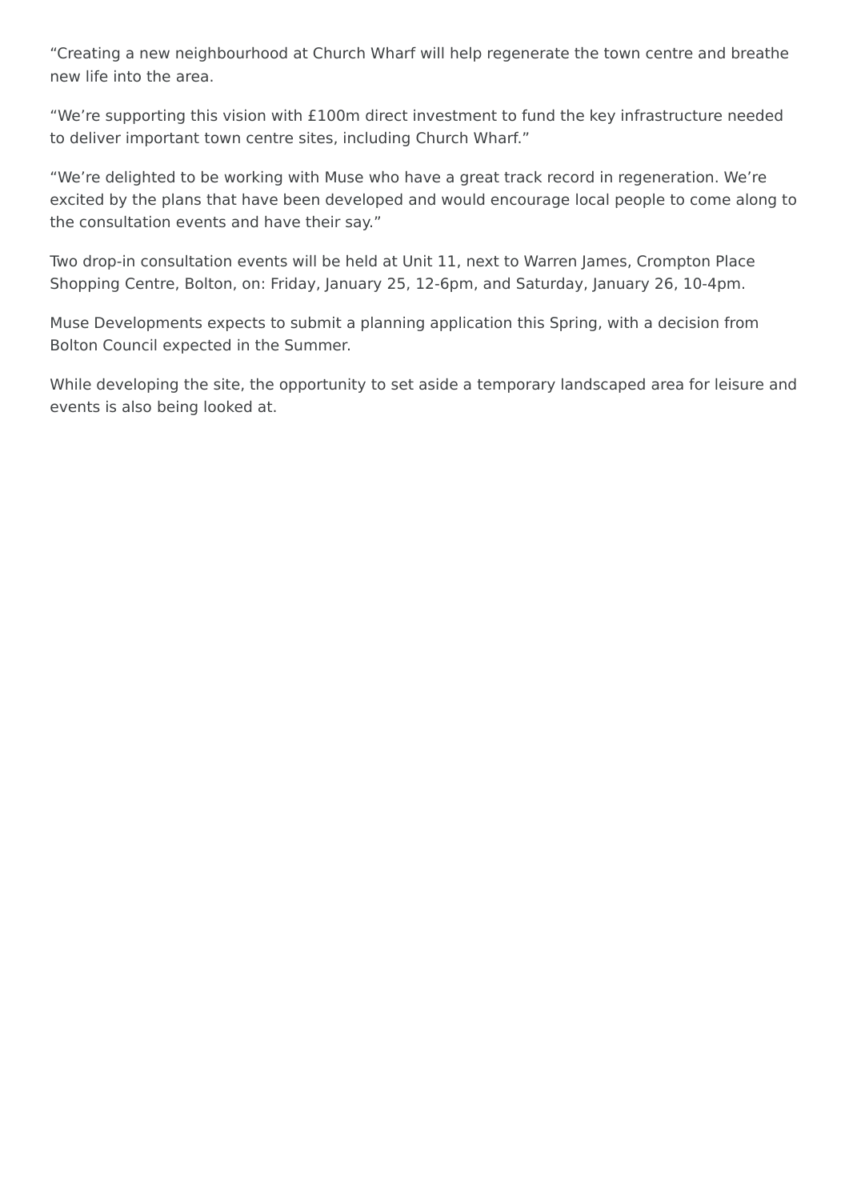“Creating a new neighbourhood at Church Wharf will help regenerate the town centre and breathe new life into the area.

“We’re supporting this vision with £100m direct investment to fund the key infrastructure needed to deliver important town centre sites, including Church Wharf.”

“We’re delighted to be working with Muse who have a great track record in regeneration. We’re excited by the plans that have been developed and would encourage local people to come along to the consultation events and have their say.”

Two drop-in consultation events will be held at Unit 11, next to Warren James, Crompton Place Shopping Centre, Bolton, on: Friday, January 25, 12-6pm, and Saturday, January 26, 10-4pm.

Muse Developments expects to submit a planning application this Spring, with a decision from Bolton Council expected in the Summer.

While developing the site, the opportunity to set aside a temporary landscaped area for leisure and events is also being looked at.